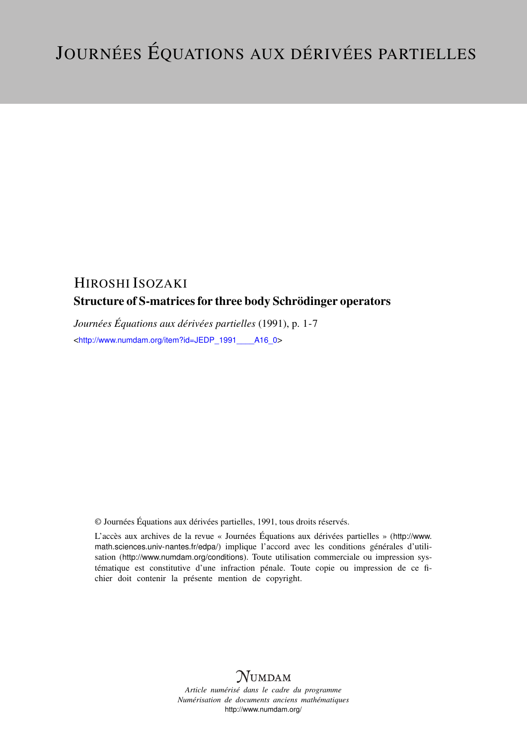# JOURNÉES ÉQUATIONS AUX DÉRIVÉES PARTIELLES

HIROSHI ISOZAKI

**Structure of S-matrices for three body Schrödinger operators**

*Journées Équations aux dérivées partielles* (1991), p. 1-7

<http://www.numdam.org/item?id=JEDP_1991____A16_0>

© Journées Équations aux dérivées partielles, 1991, tous droits réservés.

L'accès aux archives de la revue « Journées Équations aux dérivées partielles » (http://www.math.sciences.univ-nantes.fr/edpa/) implique l'accord avec les conditions générales d'utilisation (http://www.numdam.org/conditions). Toute utilisation commerciale ou impression systématique est constitutive d'une infraction pénale. Toute copie ou impression de ce fichier doit contenir la présente mention de copyright.

NUMDAM

*Article numérisé dans le cadre du programme*
*Numérisation de documents anciens mathématiques*
http://www.numdam.org/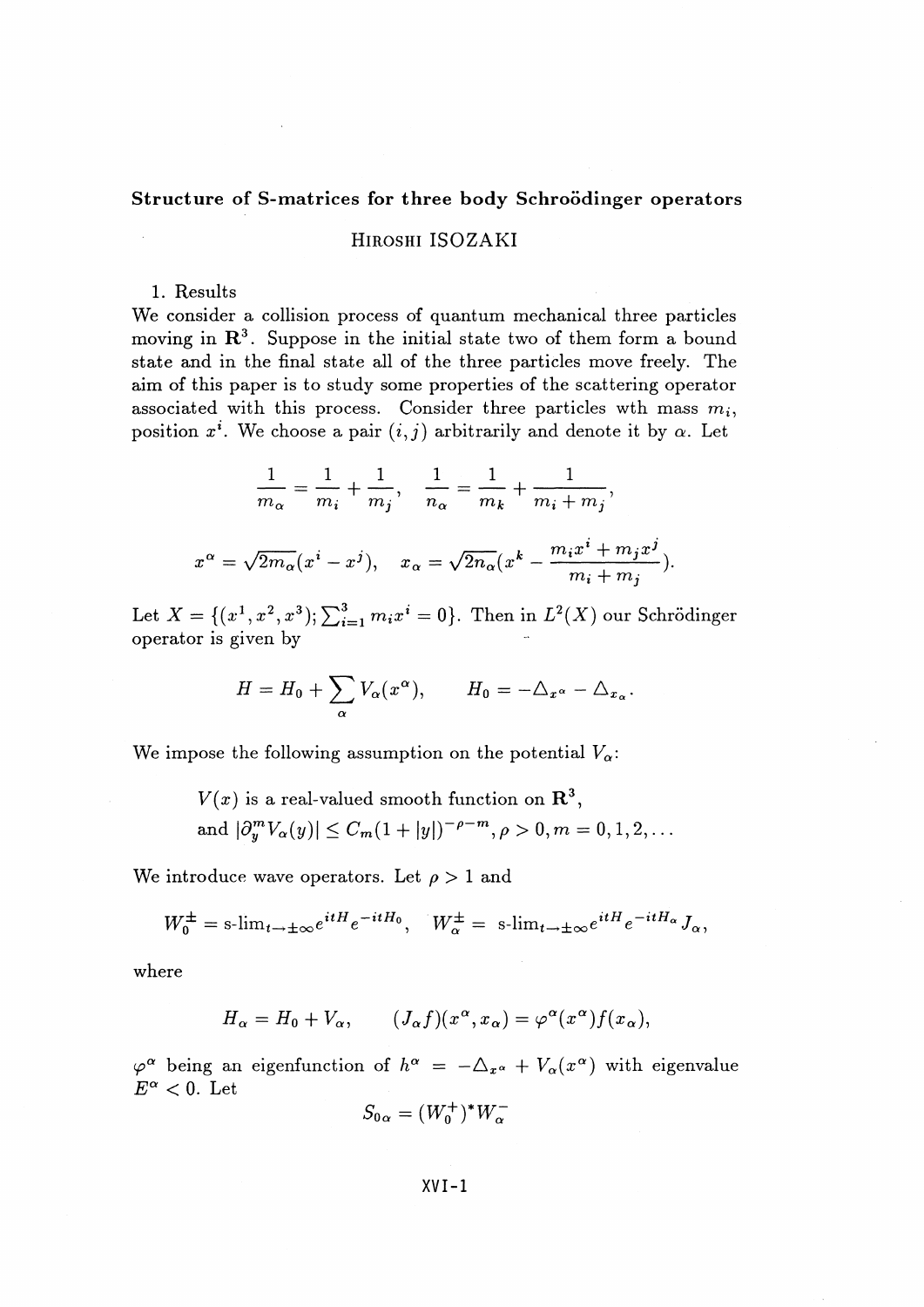**Structure of S-matrices for three body Schroödinger operators**

HIROSHI ISOZAKI

1. Results

We consider a collision process of quantum mechanical three particles moving in $\mathbf{R}^3$. Suppose in the initial state two of them form a bound state and in the final state all of the three particles move freely. The aim of this paper is to study some properties of the scattering operator associated with this process. Consider three particles wth mass $m_i$, position $x^i$. We choose a pair $(i,j)$ arbitrarily and denote it by $\alpha$. Let

$$\frac{1}{m_\alpha} = \frac{1}{m_i} + \frac{1}{m_j}, \quad \frac{1}{n_\alpha} = \frac{1}{m_k} + \frac{1}{m_i + m_j},$$

$$x^\alpha = \sqrt{2m_\alpha}(x^i - x^j), \quad x_\alpha = \sqrt{2n_\alpha}(x^k - \frac{m_i x^i + m_j x^j}{m_i + m_j}).$$

Let $X = \{(x^1, x^2, x^3); \sum_{i=1}^3 m_i x^i = 0\}$. Then in $L^2(X)$ our Schrödinger operator is given by

$$H = H_0 + \sum_\alpha V_\alpha(x^\alpha), \qquad H_0 = -\Delta_{x^\alpha} - \Delta_{x_\alpha}.$$

We impose the following assumption on the potential $V_\alpha$:

$V(x)$ is a real-valued smooth function on $\mathbf{R}^3$,
and $|\partial_y^m V_\alpha(y)| \leq C_m(1+|y|)^{-\rho-m}, \rho > 0, m = 0, 1, 2, \ldots$

We introduce wave operators. Let $\rho > 1$ and

$$W_0^\pm = \text{s-lim}_{t\to\pm\infty} e^{itH} e^{-itH_0}, \quad W_\alpha^\pm = \text{ s-lim}_{t\to\pm\infty} e^{itH} e^{-itH_\alpha} J_\alpha,$$

where

$$H_\alpha = H_0 + V_\alpha, \qquad (J_\alpha f)(x^\alpha, x_\alpha) = \varphi^\alpha(x^\alpha) f(x_\alpha),$$

$\varphi^\alpha$ being an eigenfunction of $h^\alpha = -\Delta_{x^\alpha} + V_\alpha(x^\alpha)$ with eigenvalue $E^\alpha < 0$. Let

$$S_{0\alpha} = (W_0^+)^* W_\alpha^-$$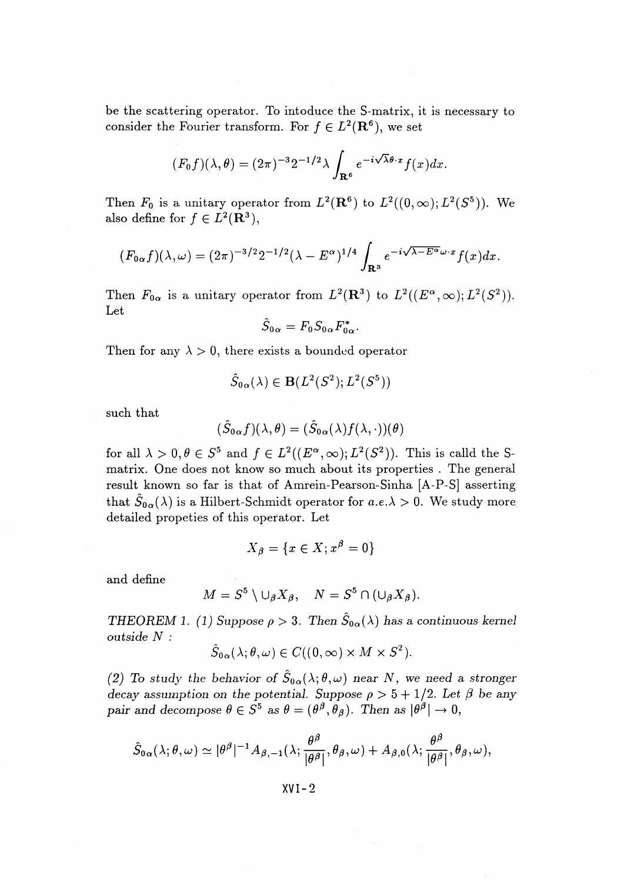be the scattering operator. To intoduce the S-matrix, it is necessary to consider the Fourier transform. For $f \in L^2(\mathbf{R}^6)$, we set

$$(F_0 f)(\lambda, \theta) = (2\pi)^{-3} 2^{-1/2} \lambda \int_{\mathbf{R}^6} e^{-i\sqrt{\lambda}\theta \cdot x} f(x) dx.$$

Then $F_0$ is a unitary operator from $L^2(\mathbf{R}^6)$ to $L^2((0,\infty); L^2(S^5))$. We also define for $f \in L^2(\mathbf{R}^3)$,

$$(F_{0\alpha} f)(\lambda, \omega) = (2\pi)^{-3/2} 2^{-1/2} (\lambda - E^\alpha)^{1/4} \int_{\mathbf{R}^3} e^{-i\sqrt{\lambda - E^\alpha}\omega \cdot x} f(x) dx.$$

Then $F_{0\alpha}$ is a unitary operator from $L^2(\mathbf{R}^3)$ to $L^2((E^\alpha, \infty); L^2(S^2))$. Let

$$\hat{S}_{0\alpha} = F_0 S_{0\alpha} F_{0\alpha}^*.$$

Then for any $\lambda > 0$, there exists a bounded operator

$$\hat{S}_{0\alpha}(\lambda) \in \mathbf{B}(L^2(S^2); L^2(S^5))$$

such that

$$(\hat{S}_{0\alpha} f)(\lambda, \theta) = (\hat{S}_{0\alpha}(\lambda) f(\lambda, \cdot))(\theta)$$

for all $\lambda > 0, \theta \in S^5$ and $f \in L^2((E^\alpha, \infty); L^2(S^2))$. This is calld the S-matrix. One does not know so much about its properties . The general result known so far is that of Amrein-Pearson-Sinha [A-P-S] asserting that $\hat{S}_{0\alpha}(\lambda)$ is a Hilbert-Schmidt operator for $a.e. \lambda > 0$. We study more detailed propeties of this operator. Let

$$X_\beta = \{x \in X; x^\beta = 0\}$$

and define

$$M = S^5 \setminus \cup_\beta X_\beta, \quad N = S^5 \cap (\cup_\beta X_\beta).$$

*THEOREM 1. (1) Suppose $\rho > 3$. Then $\hat{S}_{0\alpha}(\lambda)$ has a continuous kernel outside $N$ :*

$$\hat{S}_{0\alpha}(\lambda; \theta, \omega) \in C((0,\infty) \times M \times S^2).$$

*(2) To study the behavior of $\hat{S}_{0\alpha}(\lambda; \theta, \omega)$ near $N$, we need a stronger decay assumption on the potential. Suppose $\rho > 5 + 1/2$. Let $\beta$ be any pair and decompose $\theta \in S^5$ as $\theta = (\theta^\beta, \theta_\beta)$. Then as $|\theta^\beta| \to 0$,*

$$\hat{S}_{0\alpha}(\lambda; \theta, \omega) \simeq |\theta^\beta|^{-1} A_{\beta,-1}(\lambda; \frac{\theta^\beta}{|\theta^\beta|}, \theta_\beta, \omega) + A_{\beta,0}(\lambda; \frac{\theta^\beta}{|\theta^\beta|}, \theta_\beta, \omega),$$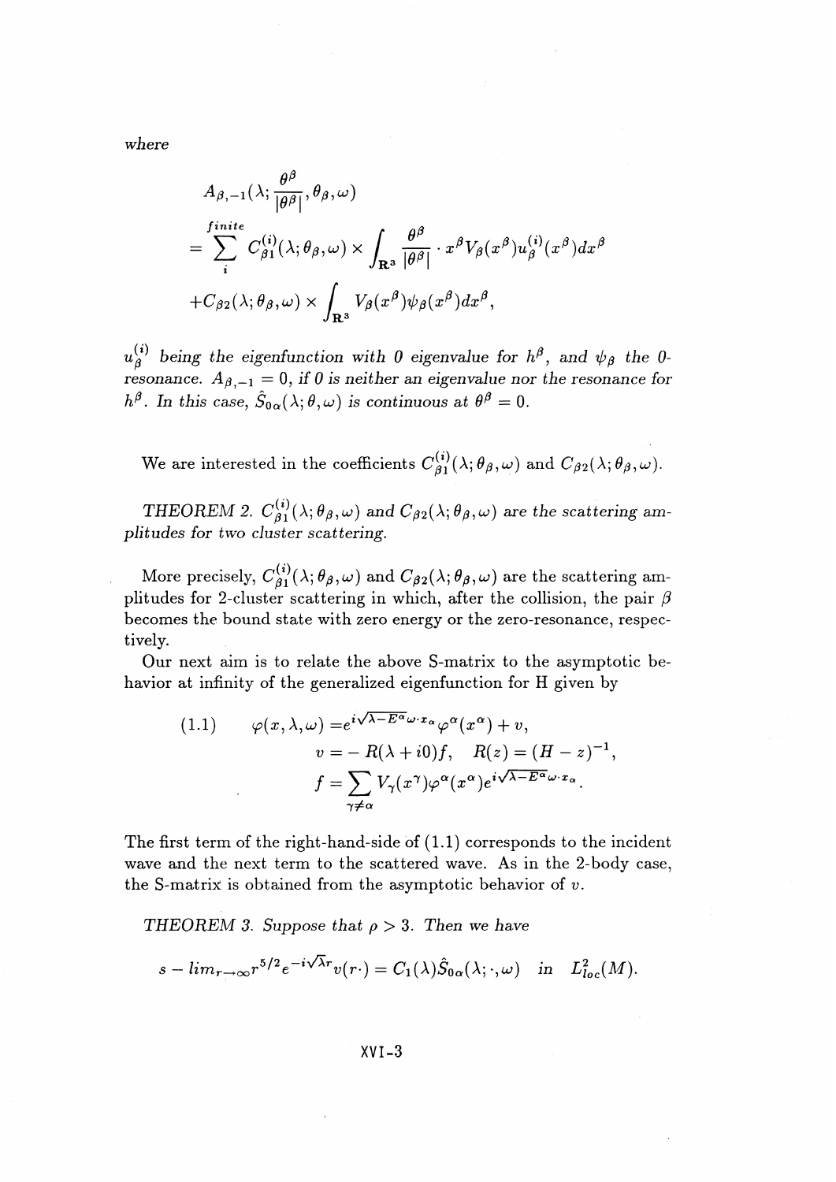*where*

$$
\begin{aligned}
&A_{\beta,-1}(\lambda; \frac{\theta^\beta}{|\theta^\beta|}, \theta_\beta, \omega) \\
&= \sum_i^{finite} C_{\beta 1}^{(i)}(\lambda; \theta_\beta, \omega) \times \int_{\mathbf{R}^3} \frac{\theta^\beta}{|\theta^\beta|} \cdot x^\beta V_\beta(x^\beta) u_\beta^{(i)}(x^\beta) dx^\beta \\
&+ C_{\beta 2}(\lambda; \theta_\beta, \omega) \times \int_{\mathbf{R}^3} V_\beta(x^\beta) \psi_\beta(x^\beta) dx^\beta,
\end{aligned}
$$

*$u_\beta^{(i)}$ being the eigenfunction with 0 eigenvalue for $h^\beta$, and $\psi_\beta$ the 0-resonance. $A_{\beta,-1} = 0$, if 0 is neither an eigenvalue nor the resonance for $h^\beta$. In this case, $\hat{S}_{0\alpha}(\lambda; \theta, \omega)$ is continuous at $\theta^\beta = 0$.*

We are interested in the coefficients $C_{\beta 1}^{(i)}(\lambda; \theta_\beta, \omega)$ and $C_{\beta 2}(\lambda; \theta_\beta, \omega)$.

*THEOREM 2. $C_{\beta 1}^{(i)}(\lambda; \theta_\beta, \omega)$ and $C_{\beta 2}(\lambda; \theta_\beta, \omega)$ are the scattering amplitudes for two cluster scattering.*

More precisely, $C_{\beta 1}^{(i)}(\lambda; \theta_\beta, \omega)$ and $C_{\beta 2}(\lambda; \theta_\beta, \omega)$ are the scattering amplitudes for 2-cluster scattering in which, after the collision, the pair $\beta$ becomes the bound state with zero energy or the zero-resonance, respectively.

Our next aim is to relate the above S-matrix to the asymptotic behavior at infinity of the generalized eigenfunction for H given by

$$
\begin{aligned}
(1.1) \qquad \varphi(x, \lambda, \omega) &= e^{i\sqrt{\lambda - E^\alpha}\omega \cdot x_\alpha} \varphi^\alpha(x^\alpha) + v, \\
v &= -R(\lambda + i0)f, \quad R(z) = (H - z)^{-1}, \\
f &= \sum_{\gamma \neq \alpha} V_\gamma(x^\gamma) \varphi^\alpha(x^\alpha) e^{i\sqrt{\lambda - E^\alpha}\omega \cdot x_\alpha}.
\end{aligned}
$$

The first term of the right-hand-side of (1.1) corresponds to the incident wave and the next term to the scattered wave. As in the 2-body case, the S-matrix is obtained from the asymptotic behavior of $v$.

*THEOREM 3. Suppose that $\rho > 3$. Then we have*

$$
s - lim_{r \to \infty} r^{5/2} e^{-i\sqrt{\lambda}r} v(r\cdot) = C_1(\lambda) \hat{S}_{0\alpha}(\lambda; \cdot, \omega) \quad in \quad L^2_{loc}(M).
$$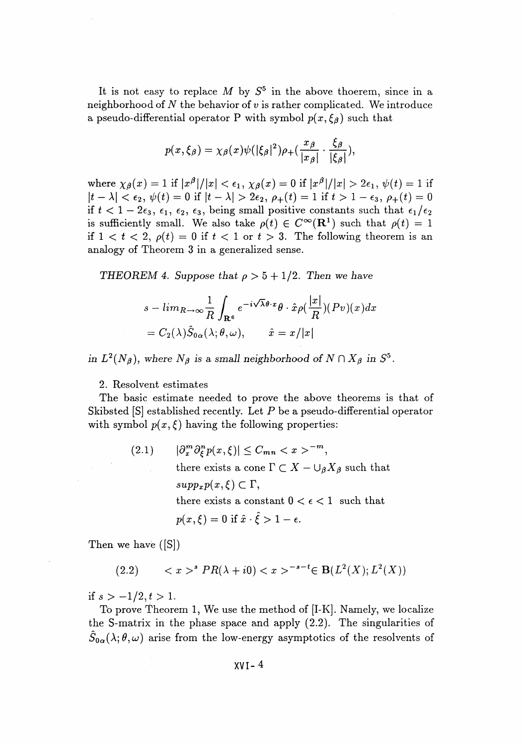It is not easy to replace $M$ by $S^5$ in the above thoerem, since in a neighborhood of $N$ the behavior of $v$ is rather complicated. We introduce a pseudo-differential operator P with symbol $p(x, \xi_\beta)$ such that

$$p(x, \xi_\beta) = \chi_\beta(x)\psi(|\xi_\beta|^2)\rho_+(\frac{x_\beta}{|x_\beta|} \cdot \frac{\xi_\beta}{|\xi_\beta|}),$$

where $\chi_\beta(x) = 1$ if $|x^\beta|/|x| < \epsilon_1$, $\chi_\beta(x) = 0$ if $|x^\beta|/|x| > 2\epsilon_1$, $\psi(t) = 1$ if $|t - \lambda| < \epsilon_2$, $\psi(t) = 0$ if $|t - \lambda| > 2\epsilon_2$, $\rho_+(t) = 1$ if $t > 1 - \epsilon_3$, $\rho_+(t) = 0$ if $t < 1 - 2\epsilon_3$, $\epsilon_1$, $\epsilon_2$, $\epsilon_3$, being small positive constants such that $\epsilon_1/\epsilon_2$ is sufficiently small. We also take $\rho(t) \in C^\infty(\mathbf{R}^1)$ such that $\rho(t) = 1$ if $1 < t < 2$, $\rho(t) = 0$ if $t < 1$ or $t > 3$. The following theorem is an analogy of Theorem 3 in a generalized sense.

*THEOREM 4. Suppose that $\rho > 5 + 1/2$. Then we have*

$$s - lim_{R\to\infty}\frac{1}{R}\int_{\mathbf{R}^6} e^{-i\sqrt{\lambda}\theta\cdot x}\theta\cdot\hat{x}\rho(\frac{|x|}{R})(Pv)(x)dx$$
$$= C_2(\lambda)\hat{S}_{0\alpha}(\lambda;\theta,\omega), \qquad \hat{x} = x/|x|$$

*in $L^2(N_\beta)$, where $N_\beta$ is a small neighborhood of $N \cap X_\beta$ in $S^5$.*

2. Resolvent estimates

The basic estimate needed to prove the above theorems is that of Skibsted [S] established recently. Let $P$ be a pseudo-differential operator with symbol $p(x, \xi)$ having the following properties:

(2.1) $\quad |\partial_x^m\partial_\xi^n p(x,\xi)| \leq C_{mn} < x >^{-m}$,
there exists a cone $\Gamma \subset X - \cup_\beta X_\beta$ such that
$supp_x p(x,\xi) \subset \Gamma$,
there exists a constant $0 < \epsilon < 1$ such that
$p(x,\xi) = 0$ if $\hat{x}\cdot\hat{\xi} > 1 - \epsilon$.

Then we have ([S])

$$(2.2) \qquad < x >^s PR(\lambda + i0) < x >^{-s-t} \in \mathbf{B}(L^2(X); L^2(X))$$

if $s > -1/2, t > 1$.

To prove Theorem 1, We use the method of [I-K]. Namely, we localize the S-matrix in the phase space and apply (2.2). The singularities of $\hat{S}_{0\alpha}(\lambda;\theta,\omega)$ arise from the low-energy asymptotics of the resolvents of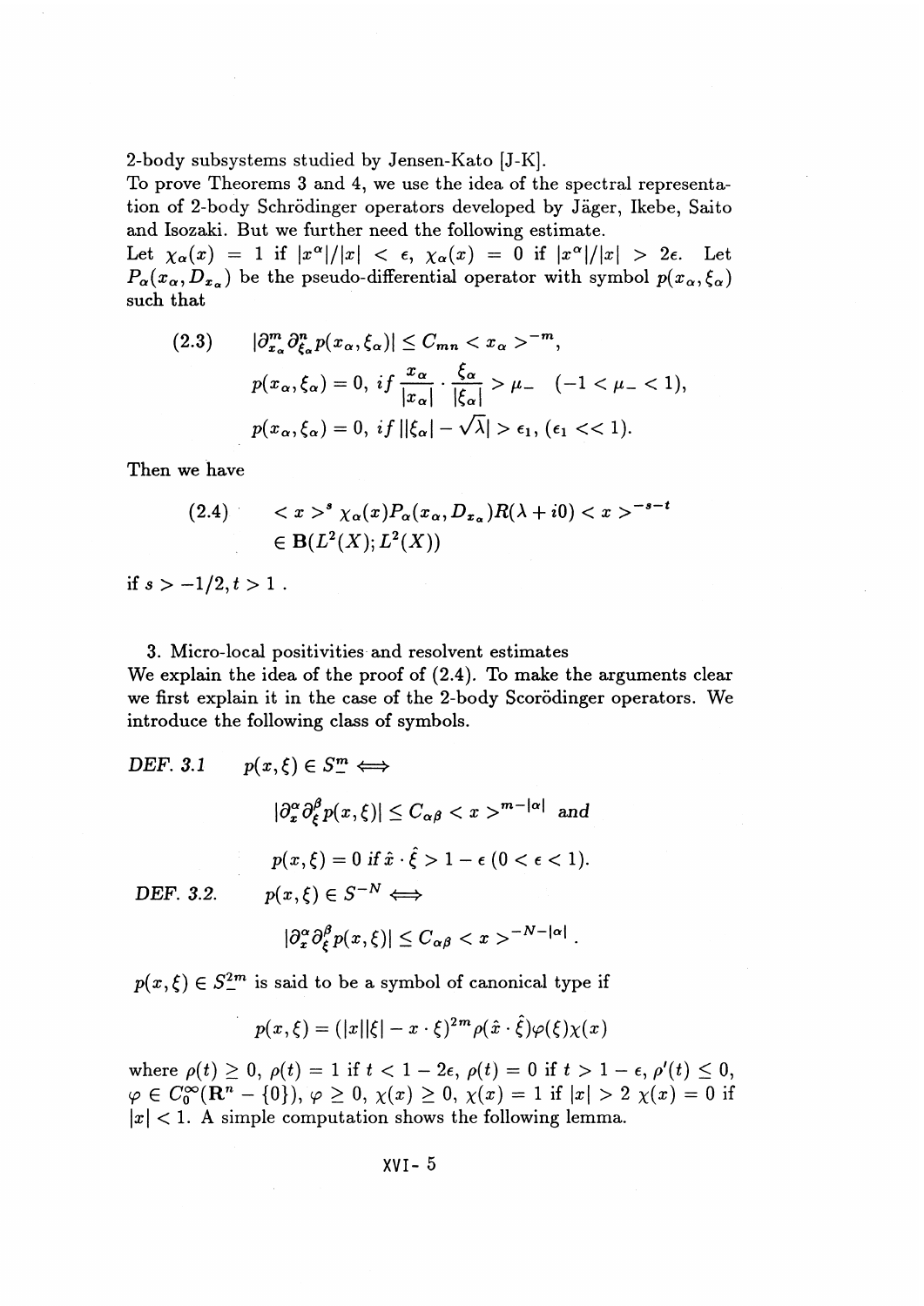2-body subsystems studied by Jensen-Kato [J-K].

To prove Theorems 3 and 4, we use the idea of the spectral representation of 2-body Schrödinger operators developed by Jäger, Ikebe, Saito and Isozaki. But we further need the following estimate.

Let $\chi_\alpha(x) = 1$ if $|x^\alpha|/|x| < \epsilon$, $\chi_\alpha(x) = 0$ if $|x^\alpha|/|x| > 2\epsilon$. Let $P_\alpha(x_\alpha, D_{x_\alpha})$ be the pseudo-differential operator with symbol $p(x_\alpha, \xi_\alpha)$ such that

$$
(2.3) \qquad |\partial_{x_\alpha}^m \partial_{\xi_\alpha}^n p(x_\alpha, \xi_\alpha)| \le C_{mn} < x_\alpha >^{-m},
$$

$$
p(x_\alpha, \xi_\alpha) = 0, \; if \; \frac{x_\alpha}{|x_\alpha|} \cdot \frac{\xi_\alpha}{|\xi_\alpha|} > \mu_- \quad (-1 < \mu_- < 1),
$$

$$
p(x_\alpha, \xi_\alpha) = 0, \; if \; ||\xi_\alpha| - \sqrt{\lambda}| > \epsilon_1, \; (\epsilon_1 << 1).
$$

Then we have

$$
(2.4) \qquad < x >^s \chi_\alpha(x) P_\alpha(x_\alpha, D_{x_\alpha}) R(\lambda + i0) < x >^{-s-t} \in \mathbf{B}(L^2(X); L^2(X))
$$

if $s > -1/2, t > 1$ .

3. Micro-local positivities and resolvent estimates

We explain the idea of the proof of (2.4). To make the arguments clear we first explain it in the case of the 2-body Scorödinger operators. We introduce the following class of symbols.

*DEF. 3.1* $\quad p(x, \xi) \in S_-^m \iff$

$$
|\partial_x^\alpha \partial_\xi^\beta p(x, \xi)| \le C_{\alpha\beta} < x >^{m-|\alpha|} \text{ and}
$$

$$
p(x, \xi) = 0 \text{ if } \hat{x} \cdot \hat{\xi} > 1 - \epsilon \; (0 < \epsilon < 1).
$$

*DEF. 3.2.* $\quad p(x, \xi) \in S^{-N} \iff$

$$
|\partial_x^\alpha \partial_\xi^\beta p(x, \xi)| \le C_{\alpha\beta} < x >^{-N-|\alpha|} .
$$

$p(x, \xi) \in S_-^{2m}$ is said to be a symbol of canonical type if

$$
p(x, \xi) = (|x||\xi| - x \cdot \xi)^{2m} \rho(\hat{x} \cdot \hat{\xi}) \varphi(\xi) \chi(x)
$$

where $\rho(t) \ge 0$, $\rho(t) = 1$ if $t < 1 - 2\epsilon$, $\rho(t) = 0$ if $t > 1 - \epsilon$, $\rho'(t) \le 0$, $\varphi \in C_0^\infty(\mathbf{R}^n - \{0\})$, $\varphi \ge 0$, $\chi(x) \ge 0$, $\chi(x) = 1$ if $|x| > 2$ $\chi(x) = 0$ if $|x| < 1$. A simple computation shows the following lemma.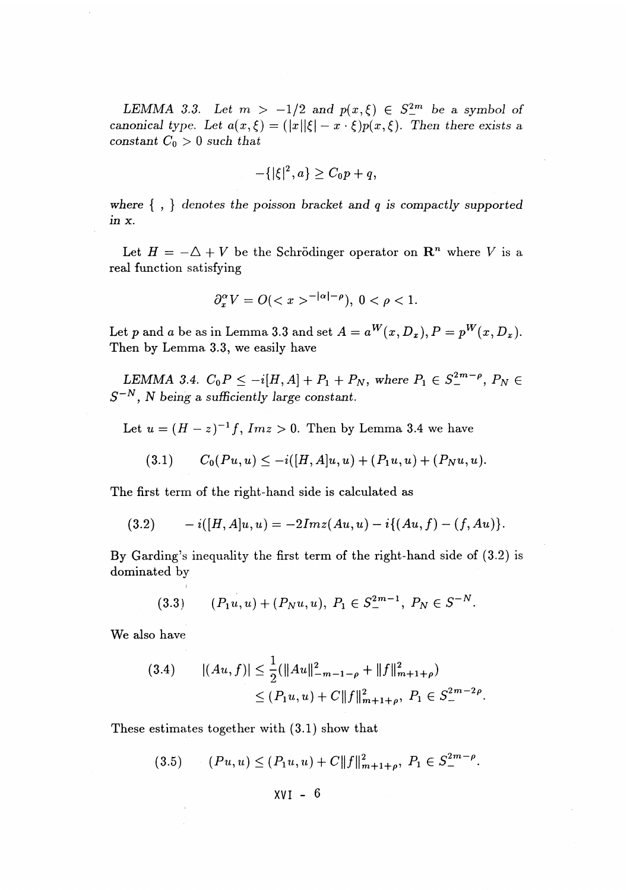*LEMMA 3.3. Let $m > -1/2$ and $p(x,\xi) \in S^{2m}_{-}$ be a symbol of canonical type. Let $a(x,\xi) = (|x||\xi| - x \cdot \xi)p(x,\xi)$. Then there exists a constant $C_0 > 0$ such that*

$$-\{|\xi|^2, a\} \geq C_0 p + q,$$

*where $\{\ ,\ \}$ denotes the poisson bracket and $q$ is compactly supported in x.*

Let $H = -\Delta + V$ be the Schrödinger operator on $\mathbf{R}^n$ where $V$ is a real function satisfying

$$\partial_x^\alpha V = O(<x>^{-|\alpha|-\rho}),\ 0 < \rho < 1.$$

Let $p$ and $a$ be as in Lemma 3.3 and set $A = a^W(x, D_x), P = p^W(x, D_x)$. Then by Lemma 3.3, we easily have

*LEMMA 3.4. $C_0 P \leq -i[H, A] + P_1 + P_N$, where $P_1 \in S^{2m-\rho}_{-}$, $P_N \in S^{-N}$, $N$ being a sufficiently large constant.*

Let $u = (H - z)^{-1} f$, $Imz > 0$. Then by Lemma 3.4 we have

$$(3.1) \qquad C_0(Pu, u) \leq -i([H, A]u, u) + (P_1 u, u) + (P_N u, u).$$

The first term of the right-hand side is calculated as

$$(3.2) \qquad -i([H, A]u, u) = -2Imz(Au, u) - i\{(Au, f) - (f, Au)\}.$$

By Garding's inequality the first term of the right-hand side of (3.2) is dominated by

$$(3.3) \qquad (P_1 u, u) + (P_N u, u),\ P_1 \in S^{2m-1}_{-},\ P_N \in S^{-N}.$$

We also have

$$(3.4) \qquad \begin{aligned} |(Au, f)| &\leq \frac{1}{2}(\|Au\|^2_{-m-1-\rho} + \|f\|^2_{m+1+\rho}) \\ &\leq (P_1 u, u) + C\|f\|^2_{m+1+\rho},\ P_1 \in S^{2m-2\rho}_{-}. \end{aligned}$$

These estimates together with (3.1) show that

$$(3.5) \qquad (Pu, u) \leq (P_1 u, u) + C\|f\|^2_{m+1+\rho},\ P_1 \in S^{2m-\rho}_{-}.$$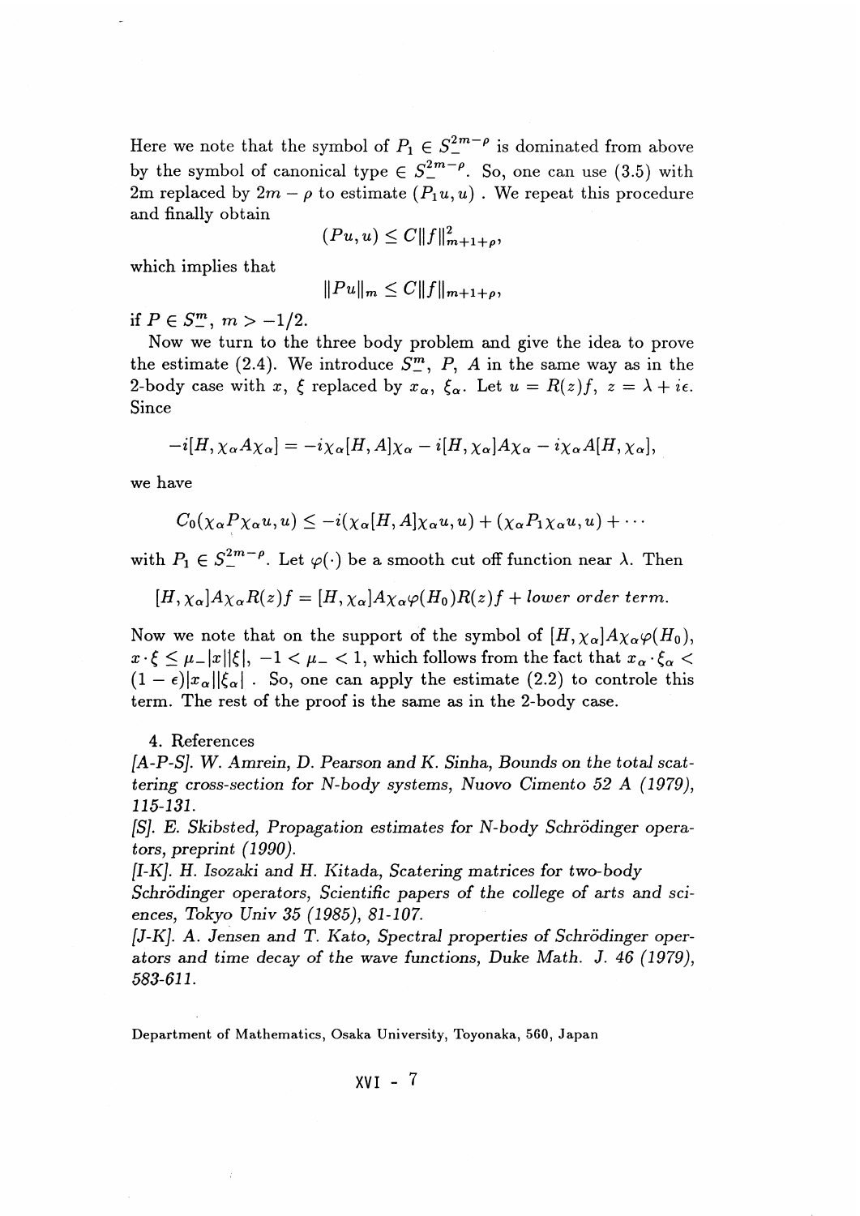Here we note that the symbol of $P_1 \in S_-^{2m-\rho}$ is dominated from above by the symbol of canonical type $\in S_-^{2m-\rho}$. So, one can use (3.5) with 2m replaced by $2m-\rho$ to estimate $(P_1 u, u)$. We repeat this procedure and finally obtain

$$(Pu, u) \leq C\|f\|_{m+1+\rho}^2,$$

which implies that

$$\|Pu\|_m \leq C\|f\|_{m+1+\rho},$$

if $P \in S_-^m$, $m > -1/2$.

Now we turn to the three body problem and give the idea to prove the estimate (2.4). We introduce $S_-^m$, $P$, $A$ in the same way as in the 2-body case with $x$, $\xi$ replaced by $x_\alpha$, $\xi_\alpha$. Let $u = R(z)f$, $z = \lambda + i\epsilon$. Since

$$-i[H, \chi_\alpha A \chi_\alpha] = -i\chi_\alpha [H, A]\chi_\alpha - i[H, \chi_\alpha]A\chi_\alpha - i\chi_\alpha A[H, \chi_\alpha],$$

we have

$$C_0(\chi_\alpha P \chi_\alpha u, u) \leq -i(\chi_\alpha [H, A]\chi_\alpha u, u) + (\chi_\alpha P_1 \chi_\alpha u, u) + \cdots$$

with $P_1 \in S_-^{2m-\rho}$. Let $\varphi(\cdot)$ be a smooth cut off function near $\lambda$. Then

$$[H, \chi_\alpha]A\chi_\alpha R(z)f = [H, \chi_\alpha]A\chi_\alpha \varphi(H_0)R(z)f + \textit{lower order term}.$$

Now we note that on the support of the symbol of $[H, \chi_\alpha]A\chi_\alpha\varphi(H_0)$, $x \cdot \xi \leq \mu_- |x||\xi|$, $-1 < \mu_- < 1$, which follows from the fact that $x_\alpha \cdot \xi_\alpha < (1-\epsilon)|x_\alpha||\xi_\alpha|$ . So, one can apply the estimate (2.2) to controle this term. The rest of the proof is the same as in the 2-body case.

## 4. References

*[A-P-S]. W. Amrein, D. Pearson and K. Sinha, Bounds on the total scattering cross-section for N-body systems, Nuovo Cimento 52 A (1979), 115-131.*

*[S]. E. Skibsted, Propagation estimates for N-body Schrödinger operators, preprint (1990).*

*[I-K]. H. Isozaki and H. Kitada, Scatering matrices for two-body Schrödinger operators, Scientific papers of the college of arts and sciences, Tokyo Univ 35 (1985), 81-107.*

*[J-K]. A. Jensen and T. Kato, Spectral properties of Schrödinger operators and time decay of the wave functions, Duke Math. J. 46 (1979), 583-611.*

Department of Mathematics, Osaka University, Toyonaka, 560, Japan